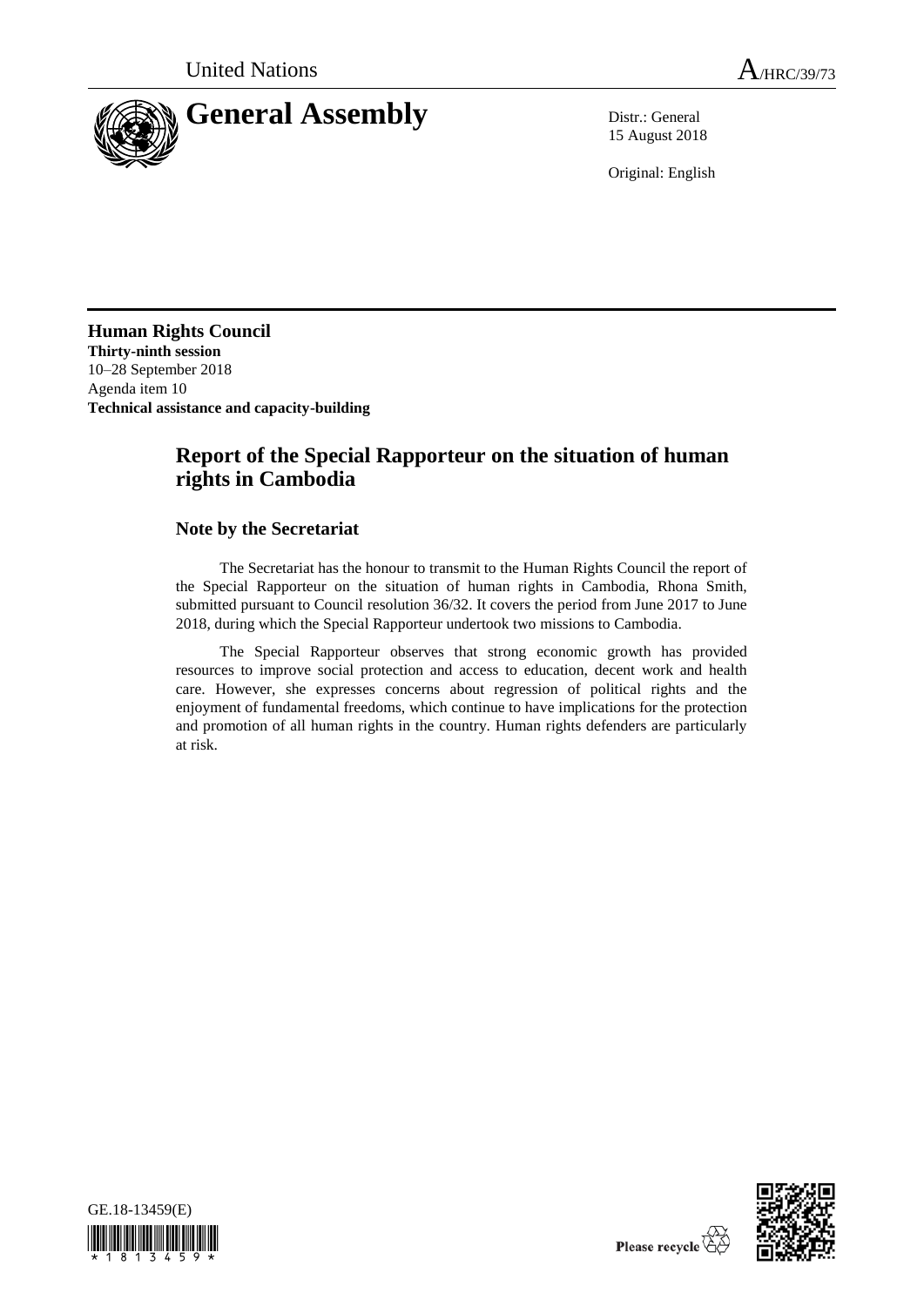United Nations A/HRC/39/73

# General Assembly

Distr.: General
15 August 2018

Original: English

**Human Rights Council**
**Thirty-ninth session**
10–28 September 2018
Agenda item 10
**Technical assistance and capacity-building**

## Report of the Special Rapporteur on the situation of human rights in Cambodia

### Note by the Secretariat

The Secretariat has the honour to transmit to the Human Rights Council the report of the Special Rapporteur on the situation of human rights in Cambodia, Rhona Smith, submitted pursuant to Council resolution 36/32. It covers the period from June 2017 to June 2018, during which the Special Rapporteur undertook two missions to Cambodia.

The Special Rapporteur observes that strong economic growth has provided resources to improve social protection and access to education, decent work and health care. However, she expresses concerns about regression of political rights and the enjoyment of fundamental freedoms, which continue to have implications for the protection and promotion of all human rights in the country. Human rights defenders are particularly at risk.

GE.18-13459(E)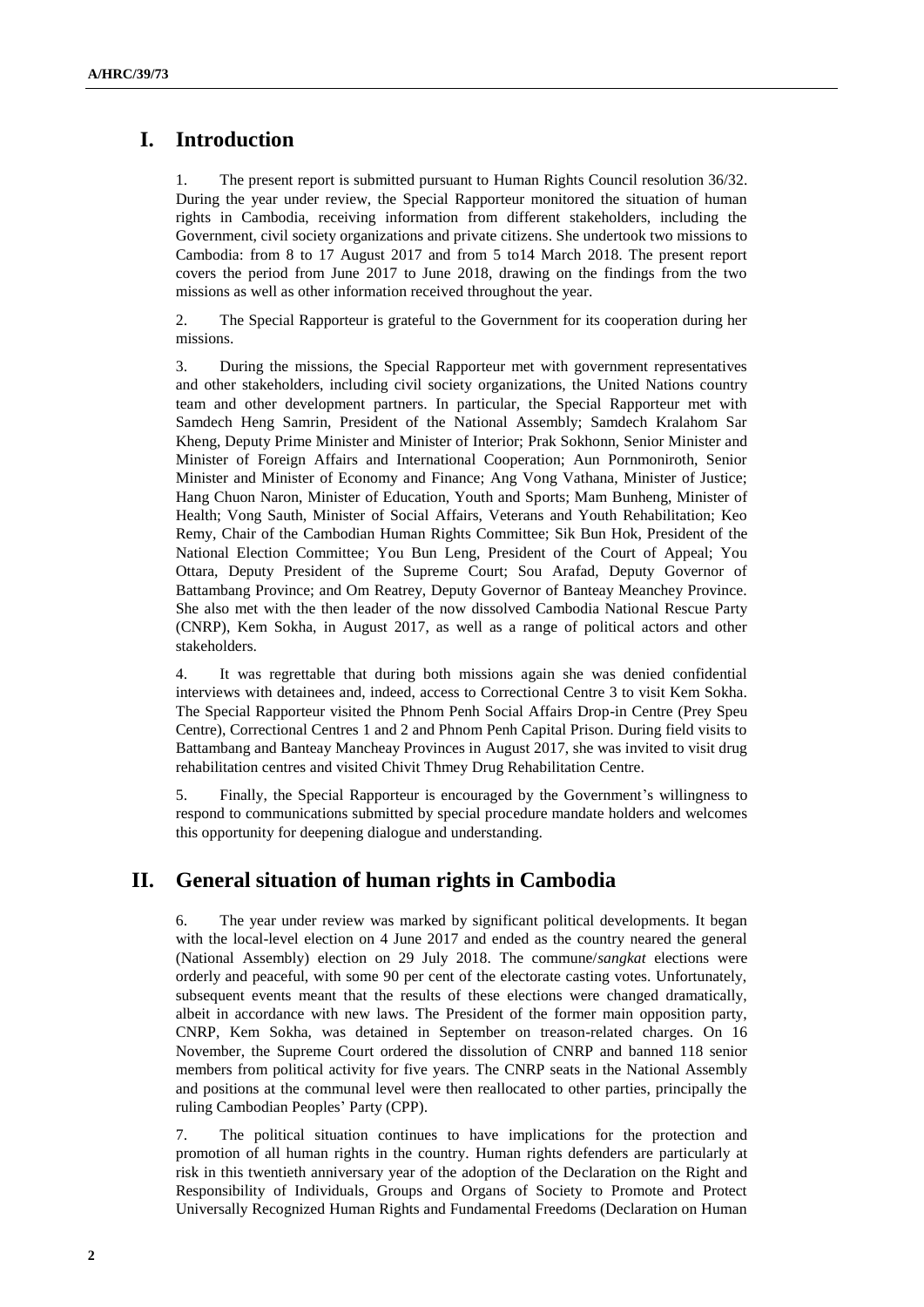# I. Introduction

1. The present report is submitted pursuant to Human Rights Council resolution 36/32. During the year under review, the Special Rapporteur monitored the situation of human rights in Cambodia, receiving information from different stakeholders, including the Government, civil society organizations and private citizens. She undertook two missions to Cambodia: from 8 to 17 August 2017 and from 5 to14 March 2018. The present report covers the period from June 2017 to June 2018, drawing on the findings from the two missions as well as other information received throughout the year.

2. The Special Rapporteur is grateful to the Government for its cooperation during her missions.

3. During the missions, the Special Rapporteur met with government representatives and other stakeholders, including civil society organizations, the United Nations country team and other development partners. In particular, the Special Rapporteur met with Samdech Heng Samrin, President of the National Assembly; Samdech Kralahom Sar Kheng, Deputy Prime Minister and Minister of Interior; Prak Sokhonn, Senior Minister and Minister of Foreign Affairs and International Cooperation; Aun Pornmoniroth, Senior Minister and Minister of Economy and Finance; Ang Vong Vathana, Minister of Justice; Hang Chuon Naron, Minister of Education, Youth and Sports; Mam Bunheng, Minister of Health; Vong Sauth, Minister of Social Affairs, Veterans and Youth Rehabilitation; Keo Remy, Chair of the Cambodian Human Rights Committee; Sik Bun Hok, President of the National Election Committee; You Bun Leng, President of the Court of Appeal; You Ottara, Deputy President of the Supreme Court; Sou Arafad, Deputy Governor of Battambang Province; and Om Reatrey, Deputy Governor of Banteay Meanchey Province. She also met with the then leader of the now dissolved Cambodia National Rescue Party (CNRP), Kem Sokha, in August 2017, as well as a range of political actors and other stakeholders.

4. It was regrettable that during both missions again she was denied confidential interviews with detainees and, indeed, access to Correctional Centre 3 to visit Kem Sokha. The Special Rapporteur visited the Phnom Penh Social Affairs Drop-in Centre (Prey Speu Centre), Correctional Centres 1 and 2 and Phnom Penh Capital Prison. During field visits to Battambang and Banteay Mancheay Provinces in August 2017, she was invited to visit drug rehabilitation centres and visited Chivit Thmey Drug Rehabilitation Centre.

5. Finally, the Special Rapporteur is encouraged by the Government's willingness to respond to communications submitted by special procedure mandate holders and welcomes this opportunity for deepening dialogue and understanding.

# II. General situation of human rights in Cambodia

6. The year under review was marked by significant political developments. It began with the local-level election on 4 June 2017 and ended as the country neared the general (National Assembly) election on 29 July 2018. The commune/*sangkat* elections were orderly and peaceful, with some 90 per cent of the electorate casting votes. Unfortunately, subsequent events meant that the results of these elections were changed dramatically, albeit in accordance with new laws. The President of the former main opposition party, CNRP, Kem Sokha, was detained in September on treason-related charges. On 16 November, the Supreme Court ordered the dissolution of CNRP and banned 118 senior members from political activity for five years. The CNRP seats in the National Assembly and positions at the communal level were then reallocated to other parties, principally the ruling Cambodian Peoples' Party (CPP).

7. The political situation continues to have implications for the protection and promotion of all human rights in the country. Human rights defenders are particularly at risk in this twentieth anniversary year of the adoption of the Declaration on the Right and Responsibility of Individuals, Groups and Organs of Society to Promote and Protect Universally Recognized Human Rights and Fundamental Freedoms (Declaration on Human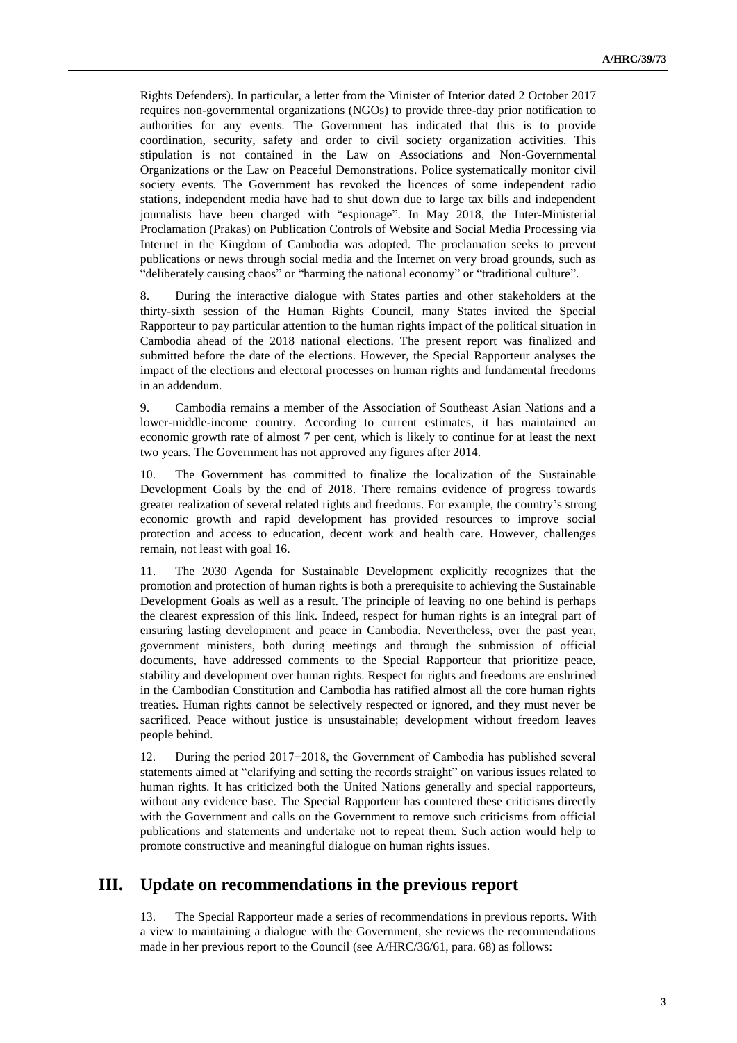Rights Defenders). In particular, a letter from the Minister of Interior dated 2 October 2017 requires non-governmental organizations (NGOs) to provide three-day prior notification to authorities for any events. The Government has indicated that this is to provide coordination, security, safety and order to civil society organization activities. This stipulation is not contained in the Law on Associations and Non-Governmental Organizations or the Law on Peaceful Demonstrations. Police systematically monitor civil society events. The Government has revoked the licences of some independent radio stations, independent media have had to shut down due to large tax bills and independent journalists have been charged with "espionage". In May 2018, the Inter-Ministerial Proclamation (Prakas) on Publication Controls of Website and Social Media Processing via Internet in the Kingdom of Cambodia was adopted. The proclamation seeks to prevent publications or news through social media and the Internet on very broad grounds, such as "deliberately causing chaos" or "harming the national economy" or "traditional culture".

8. During the interactive dialogue with States parties and other stakeholders at the thirty-sixth session of the Human Rights Council, many States invited the Special Rapporteur to pay particular attention to the human rights impact of the political situation in Cambodia ahead of the 2018 national elections. The present report was finalized and submitted before the date of the elections. However, the Special Rapporteur analyses the impact of the elections and electoral processes on human rights and fundamental freedoms in an addendum.

9. Cambodia remains a member of the Association of Southeast Asian Nations and a lower-middle-income country. According to current estimates, it has maintained an economic growth rate of almost 7 per cent, which is likely to continue for at least the next two years. The Government has not approved any figures after 2014.

10. The Government has committed to finalize the localization of the Sustainable Development Goals by the end of 2018. There remains evidence of progress towards greater realization of several related rights and freedoms. For example, the country's strong economic growth and rapid development has provided resources to improve social protection and access to education, decent work and health care. However, challenges remain, not least with goal 16.

11. The 2030 Agenda for Sustainable Development explicitly recognizes that the promotion and protection of human rights is both a prerequisite to achieving the Sustainable Development Goals as well as a result. The principle of leaving no one behind is perhaps the clearest expression of this link. Indeed, respect for human rights is an integral part of ensuring lasting development and peace in Cambodia. Nevertheless, over the past year, government ministers, both during meetings and through the submission of official documents, have addressed comments to the Special Rapporteur that prioritize peace, stability and development over human rights. Respect for rights and freedoms are enshrined in the Cambodian Constitution and Cambodia has ratified almost all the core human rights treaties. Human rights cannot be selectively respected or ignored, and they must never be sacrificed. Peace without justice is unsustainable; development without freedom leaves people behind.

12. During the period 2017−2018, the Government of Cambodia has published several statements aimed at "clarifying and setting the records straight" on various issues related to human rights. It has criticized both the United Nations generally and special rapporteurs, without any evidence base. The Special Rapporteur has countered these criticisms directly with the Government and calls on the Government to remove such criticisms from official publications and statements and undertake not to repeat them. Such action would help to promote constructive and meaningful dialogue on human rights issues.

## III. Update on recommendations in the previous report

13. The Special Rapporteur made a series of recommendations in previous reports. With a view to maintaining a dialogue with the Government, she reviews the recommendations made in her previous report to the Council (see A/HRC/36/61, para. 68) as follows: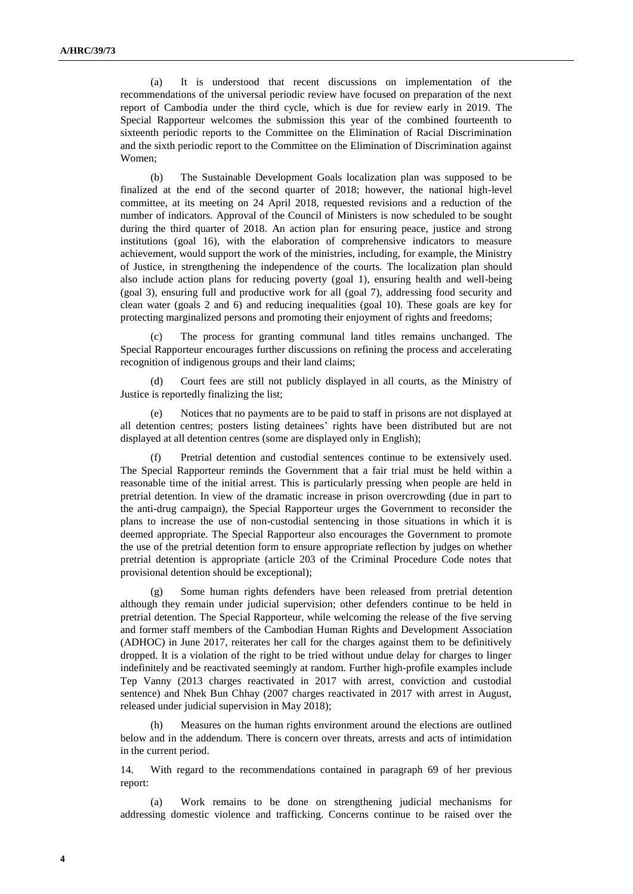(a) It is understood that recent discussions on implementation of the recommendations of the universal periodic review have focused on preparation of the next report of Cambodia under the third cycle, which is due for review early in 2019. The Special Rapporteur welcomes the submission this year of the combined fourteenth to sixteenth periodic reports to the Committee on the Elimination of Racial Discrimination and the sixth periodic report to the Committee on the Elimination of Discrimination against Women;

(b) The Sustainable Development Goals localization plan was supposed to be finalized at the end of the second quarter of 2018; however, the national high-level committee, at its meeting on 24 April 2018, requested revisions and a reduction of the number of indicators. Approval of the Council of Ministers is now scheduled to be sought during the third quarter of 2018. An action plan for ensuring peace, justice and strong institutions (goal 16), with the elaboration of comprehensive indicators to measure achievement, would support the work of the ministries, including, for example, the Ministry of Justice, in strengthening the independence of the courts. The localization plan should also include action plans for reducing poverty (goal 1), ensuring health and well-being (goal 3), ensuring full and productive work for all (goal 7), addressing food security and clean water (goals 2 and 6) and reducing inequalities (goal 10). These goals are key for protecting marginalized persons and promoting their enjoyment of rights and freedoms;

(c) The process for granting communal land titles remains unchanged. The Special Rapporteur encourages further discussions on refining the process and accelerating recognition of indigenous groups and their land claims;

(d) Court fees are still not publicly displayed in all courts, as the Ministry of Justice is reportedly finalizing the list;

(e) Notices that no payments are to be paid to staff in prisons are not displayed at all detention centres; posters listing detainees' rights have been distributed but are not displayed at all detention centres (some are displayed only in English);

(f) Pretrial detention and custodial sentences continue to be extensively used. The Special Rapporteur reminds the Government that a fair trial must be held within a reasonable time of the initial arrest. This is particularly pressing when people are held in pretrial detention. In view of the dramatic increase in prison overcrowding (due in part to the anti-drug campaign), the Special Rapporteur urges the Government to reconsider the plans to increase the use of non-custodial sentencing in those situations in which it is deemed appropriate. The Special Rapporteur also encourages the Government to promote the use of the pretrial detention form to ensure appropriate reflection by judges on whether pretrial detention is appropriate (article 203 of the Criminal Procedure Code notes that provisional detention should be exceptional);

(g) Some human rights defenders have been released from pretrial detention although they remain under judicial supervision; other defenders continue to be held in pretrial detention. The Special Rapporteur, while welcoming the release of the five serving and former staff members of the Cambodian Human Rights and Development Association (ADHOC) in June 2017, reiterates her call for the charges against them to be definitively dropped. It is a violation of the right to be tried without undue delay for charges to linger indefinitely and be reactivated seemingly at random. Further high-profile examples include Tep Vanny (2013 charges reactivated in 2017 with arrest, conviction and custodial sentence) and Nhek Bun Chhay (2007 charges reactivated in 2017 with arrest in August, released under judicial supervision in May 2018);

(h) Measures on the human rights environment around the elections are outlined below and in the addendum. There is concern over threats, arrests and acts of intimidation in the current period.

14. With regard to the recommendations contained in paragraph 69 of her previous report:

(a) Work remains to be done on strengthening judicial mechanisms for addressing domestic violence and trafficking. Concerns continue to be raised over the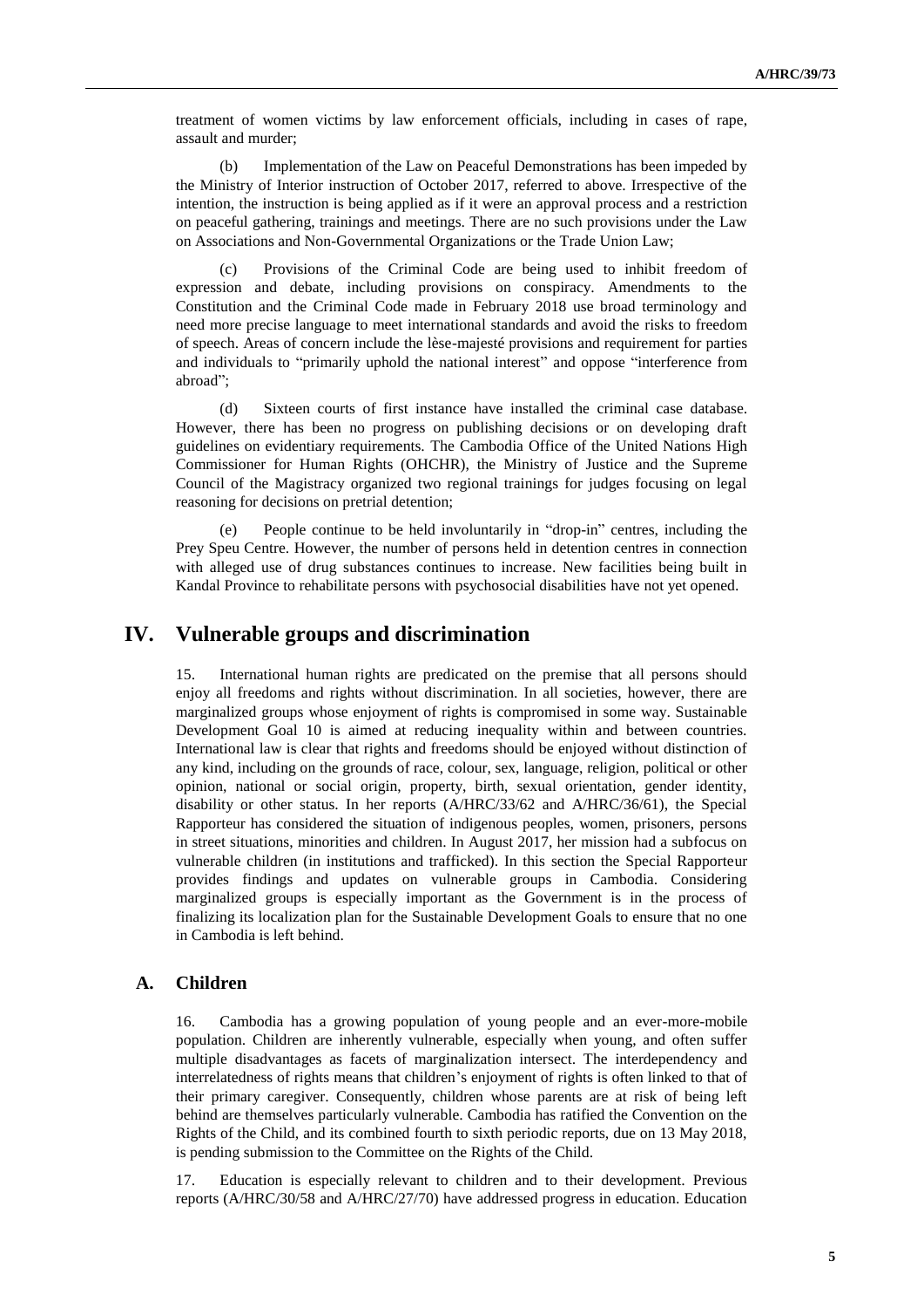treatment of women victims by law enforcement officials, including in cases of rape, assault and murder;

(b) Implementation of the Law on Peaceful Demonstrations has been impeded by the Ministry of Interior instruction of October 2017, referred to above. Irrespective of the intention, the instruction is being applied as if it were an approval process and a restriction on peaceful gathering, trainings and meetings. There are no such provisions under the Law on Associations and Non-Governmental Organizations or the Trade Union Law;

(c) Provisions of the Criminal Code are being used to inhibit freedom of expression and debate, including provisions on conspiracy. Amendments to the Constitution and the Criminal Code made in February 2018 use broad terminology and need more precise language to meet international standards and avoid the risks to freedom of speech. Areas of concern include the lèse-majesté provisions and requirement for parties and individuals to "primarily uphold the national interest" and oppose "interference from abroad";

(d) Sixteen courts of first instance have installed the criminal case database. However, there has been no progress on publishing decisions or on developing draft guidelines on evidentiary requirements. The Cambodia Office of the United Nations High Commissioner for Human Rights (OHCHR), the Ministry of Justice and the Supreme Council of the Magistracy organized two regional trainings for judges focusing on legal reasoning for decisions on pretrial detention;

(e) People continue to be held involuntarily in "drop-in" centres, including the Prey Speu Centre. However, the number of persons held in detention centres in connection with alleged use of drug substances continues to increase. New facilities being built in Kandal Province to rehabilitate persons with psychosocial disabilities have not yet opened.

# IV. Vulnerable groups and discrimination

15. International human rights are predicated on the premise that all persons should enjoy all freedoms and rights without discrimination. In all societies, however, there are marginalized groups whose enjoyment of rights is compromised in some way. Sustainable Development Goal 10 is aimed at reducing inequality within and between countries. International law is clear that rights and freedoms should be enjoyed without distinction of any kind, including on the grounds of race, colour, sex, language, religion, political or other opinion, national or social origin, property, birth, sexual orientation, gender identity, disability or other status. In her reports (A/HRC/33/62 and A/HRC/36/61), the Special Rapporteur has considered the situation of indigenous peoples, women, prisoners, persons in street situations, minorities and children. In August 2017, her mission had a subfocus on vulnerable children (in institutions and trafficked). In this section the Special Rapporteur provides findings and updates on vulnerable groups in Cambodia. Considering marginalized groups is especially important as the Government is in the process of finalizing its localization plan for the Sustainable Development Goals to ensure that no one in Cambodia is left behind.

## A. Children

16. Cambodia has a growing population of young people and an ever-more-mobile population. Children are inherently vulnerable, especially when young, and often suffer multiple disadvantages as facets of marginalization intersect. The interdependency and interrelatedness of rights means that children's enjoyment of rights is often linked to that of their primary caregiver. Consequently, children whose parents are at risk of being left behind are themselves particularly vulnerable. Cambodia has ratified the Convention on the Rights of the Child, and its combined fourth to sixth periodic reports, due on 13 May 2018, is pending submission to the Committee on the Rights of the Child.

17. Education is especially relevant to children and to their development. Previous reports (A/HRC/30/58 and A/HRC/27/70) have addressed progress in education. Education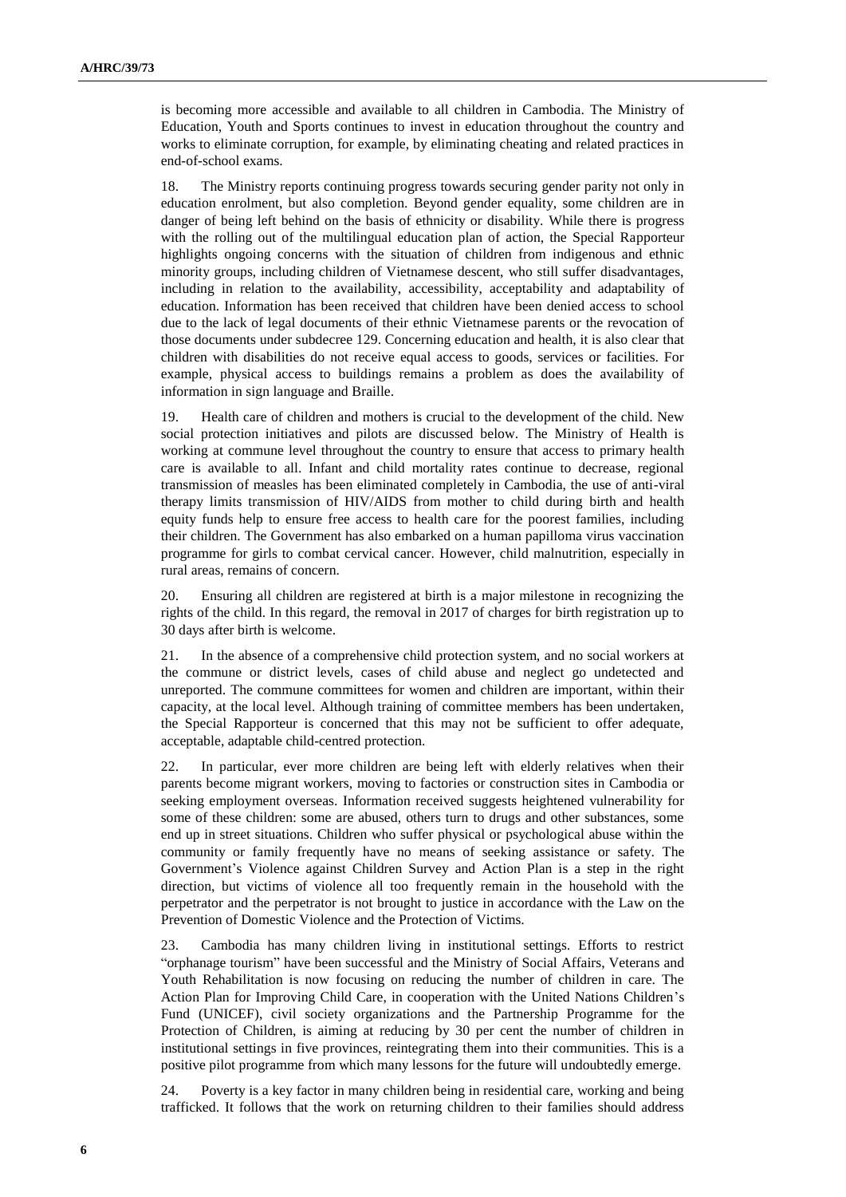is becoming more accessible and available to all children in Cambodia. The Ministry of Education, Youth and Sports continues to invest in education throughout the country and works to eliminate corruption, for example, by eliminating cheating and related practices in end-of-school exams.

18. The Ministry reports continuing progress towards securing gender parity not only in education enrolment, but also completion. Beyond gender equality, some children are in danger of being left behind on the basis of ethnicity or disability. While there is progress with the rolling out of the multilingual education plan of action, the Special Rapporteur highlights ongoing concerns with the situation of children from indigenous and ethnic minority groups, including children of Vietnamese descent, who still suffer disadvantages, including in relation to the availability, accessibility, acceptability and adaptability of education. Information has been received that children have been denied access to school due to the lack of legal documents of their ethnic Vietnamese parents or the revocation of those documents under subdecree 129. Concerning education and health, it is also clear that children with disabilities do not receive equal access to goods, services or facilities. For example, physical access to buildings remains a problem as does the availability of information in sign language and Braille.

19. Health care of children and mothers is crucial to the development of the child. New social protection initiatives and pilots are discussed below. The Ministry of Health is working at commune level throughout the country to ensure that access to primary health care is available to all. Infant and child mortality rates continue to decrease, regional transmission of measles has been eliminated completely in Cambodia, the use of anti-viral therapy limits transmission of HIV/AIDS from mother to child during birth and health equity funds help to ensure free access to health care for the poorest families, including their children. The Government has also embarked on a human papilloma virus vaccination programme for girls to combat cervical cancer. However, child malnutrition, especially in rural areas, remains of concern.

20. Ensuring all children are registered at birth is a major milestone in recognizing the rights of the child. In this regard, the removal in 2017 of charges for birth registration up to 30 days after birth is welcome.

21. In the absence of a comprehensive child protection system, and no social workers at the commune or district levels, cases of child abuse and neglect go undetected and unreported. The commune committees for women and children are important, within their capacity, at the local level. Although training of committee members has been undertaken, the Special Rapporteur is concerned that this may not be sufficient to offer adequate, acceptable, adaptable child-centred protection.

22. In particular, ever more children are being left with elderly relatives when their parents become migrant workers, moving to factories or construction sites in Cambodia or seeking employment overseas. Information received suggests heightened vulnerability for some of these children: some are abused, others turn to drugs and other substances, some end up in street situations. Children who suffer physical or psychological abuse within the community or family frequently have no means of seeking assistance or safety. The Government's Violence against Children Survey and Action Plan is a step in the right direction, but victims of violence all too frequently remain in the household with the perpetrator and the perpetrator is not brought to justice in accordance with the Law on the Prevention of Domestic Violence and the Protection of Victims.

23. Cambodia has many children living in institutional settings. Efforts to restrict "orphanage tourism" have been successful and the Ministry of Social Affairs, Veterans and Youth Rehabilitation is now focusing on reducing the number of children in care. The Action Plan for Improving Child Care, in cooperation with the United Nations Children's Fund (UNICEF), civil society organizations and the Partnership Programme for the Protection of Children, is aiming at reducing by 30 per cent the number of children in institutional settings in five provinces, reintegrating them into their communities. This is a positive pilot programme from which many lessons for the future will undoubtedly emerge.

24. Poverty is a key factor in many children being in residential care, working and being trafficked. It follows that the work on returning children to their families should address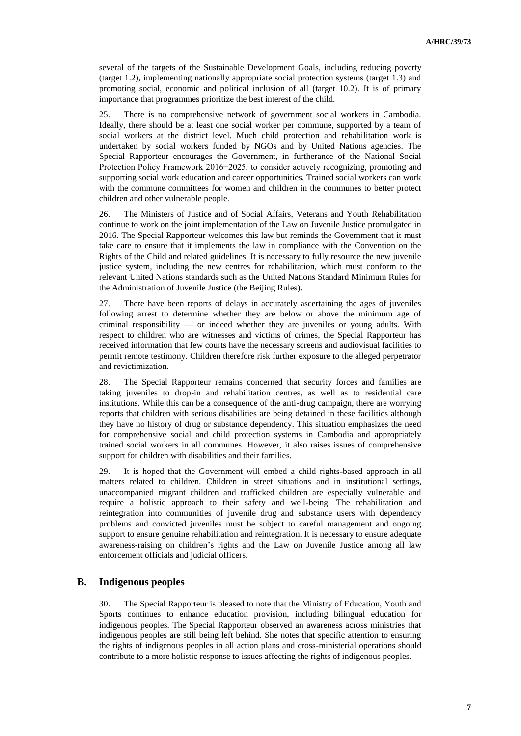several of the targets of the Sustainable Development Goals, including reducing poverty (target 1.2), implementing nationally appropriate social protection systems (target 1.3) and promoting social, economic and political inclusion of all (target 10.2). It is of primary importance that programmes prioritize the best interest of the child.

25. There is no comprehensive network of government social workers in Cambodia. Ideally, there should be at least one social worker per commune, supported by a team of social workers at the district level. Much child protection and rehabilitation work is undertaken by social workers funded by NGOs and by United Nations agencies. The Special Rapporteur encourages the Government, in furtherance of the National Social Protection Policy Framework 2016−2025, to consider actively recognizing, promoting and supporting social work education and career opportunities. Trained social workers can work with the commune committees for women and children in the communes to better protect children and other vulnerable people.

26. The Ministers of Justice and of Social Affairs, Veterans and Youth Rehabilitation continue to work on the joint implementation of the Law on Juvenile Justice promulgated in 2016. The Special Rapporteur welcomes this law but reminds the Government that it must take care to ensure that it implements the law in compliance with the Convention on the Rights of the Child and related guidelines. It is necessary to fully resource the new juvenile justice system, including the new centres for rehabilitation, which must conform to the relevant United Nations standards such as the United Nations Standard Minimum Rules for the Administration of Juvenile Justice (the Beijing Rules).

27. There have been reports of delays in accurately ascertaining the ages of juveniles following arrest to determine whether they are below or above the minimum age of criminal responsibility — or indeed whether they are juveniles or young adults. With respect to children who are witnesses and victims of crimes, the Special Rapporteur has received information that few courts have the necessary screens and audiovisual facilities to permit remote testimony. Children therefore risk further exposure to the alleged perpetrator and revictimization.

28. The Special Rapporteur remains concerned that security forces and families are taking juveniles to drop-in and rehabilitation centres, as well as to residential care institutions. While this can be a consequence of the anti-drug campaign, there are worrying reports that children with serious disabilities are being detained in these facilities although they have no history of drug or substance dependency. This situation emphasizes the need for comprehensive social and child protection systems in Cambodia and appropriately trained social workers in all communes. However, it also raises issues of comprehensive support for children with disabilities and their families.

29. It is hoped that the Government will embed a child rights-based approach in all matters related to children. Children in street situations and in institutional settings, unaccompanied migrant children and trafficked children are especially vulnerable and require a holistic approach to their safety and well-being. The rehabilitation and reintegration into communities of juvenile drug and substance users with dependency problems and convicted juveniles must be subject to careful management and ongoing support to ensure genuine rehabilitation and reintegration. It is necessary to ensure adequate awareness-raising on children's rights and the Law on Juvenile Justice among all law enforcement officials and judicial officers.

## B. Indigenous peoples

30. The Special Rapporteur is pleased to note that the Ministry of Education, Youth and Sports continues to enhance education provision, including bilingual education for indigenous peoples. The Special Rapporteur observed an awareness across ministries that indigenous peoples are still being left behind. She notes that specific attention to ensuring the rights of indigenous peoples in all action plans and cross-ministerial operations should contribute to a more holistic response to issues affecting the rights of indigenous peoples.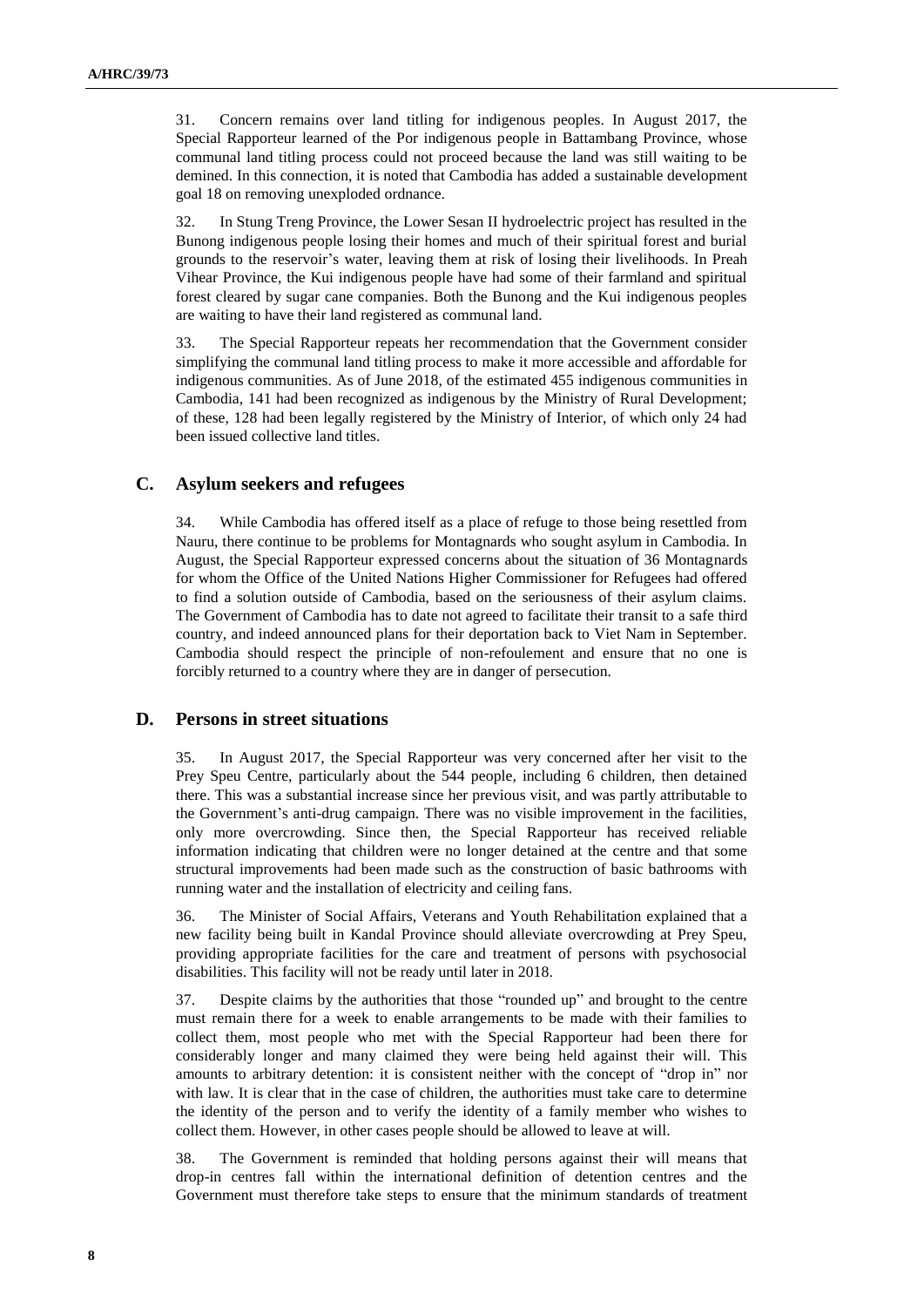31. Concern remains over land titling for indigenous peoples. In August 2017, the Special Rapporteur learned of the Por indigenous people in Battambang Province, whose communal land titling process could not proceed because the land was still waiting to be demined. In this connection, it is noted that Cambodia has added a sustainable development goal 18 on removing unexploded ordnance.

32. In Stung Treng Province, the Lower Sesan II hydroelectric project has resulted in the Bunong indigenous people losing their homes and much of their spiritual forest and burial grounds to the reservoir's water, leaving them at risk of losing their livelihoods. In Preah Vihear Province, the Kui indigenous people have had some of their farmland and spiritual forest cleared by sugar cane companies. Both the Bunong and the Kui indigenous peoples are waiting to have their land registered as communal land.

33. The Special Rapporteur repeats her recommendation that the Government consider simplifying the communal land titling process to make it more accessible and affordable for indigenous communities. As of June 2018, of the estimated 455 indigenous communities in Cambodia, 141 had been recognized as indigenous by the Ministry of Rural Development; of these, 128 had been legally registered by the Ministry of Interior, of which only 24 had been issued collective land titles.

## C. Asylum seekers and refugees

34. While Cambodia has offered itself as a place of refuge to those being resettled from Nauru, there continue to be problems for Montagnards who sought asylum in Cambodia. In August, the Special Rapporteur expressed concerns about the situation of 36 Montagnards for whom the Office of the United Nations Higher Commissioner for Refugees had offered to find a solution outside of Cambodia, based on the seriousness of their asylum claims. The Government of Cambodia has to date not agreed to facilitate their transit to a safe third country, and indeed announced plans for their deportation back to Viet Nam in September. Cambodia should respect the principle of non-refoulement and ensure that no one is forcibly returned to a country where they are in danger of persecution.

## D. Persons in street situations

35. In August 2017, the Special Rapporteur was very concerned after her visit to the Prey Speu Centre, particularly about the 544 people, including 6 children, then detained there. This was a substantial increase since her previous visit, and was partly attributable to the Government's anti-drug campaign. There was no visible improvement in the facilities, only more overcrowding. Since then, the Special Rapporteur has received reliable information indicating that children were no longer detained at the centre and that some structural improvements had been made such as the construction of basic bathrooms with running water and the installation of electricity and ceiling fans.

36. The Minister of Social Affairs, Veterans and Youth Rehabilitation explained that a new facility being built in Kandal Province should alleviate overcrowding at Prey Speu, providing appropriate facilities for the care and treatment of persons with psychosocial disabilities. This facility will not be ready until later in 2018.

37. Despite claims by the authorities that those "rounded up" and brought to the centre must remain there for a week to enable arrangements to be made with their families to collect them, most people who met with the Special Rapporteur had been there for considerably longer and many claimed they were being held against their will. This amounts to arbitrary detention: it is consistent neither with the concept of "drop in" nor with law. It is clear that in the case of children, the authorities must take care to determine the identity of the person and to verify the identity of a family member who wishes to collect them. However, in other cases people should be allowed to leave at will.

38. The Government is reminded that holding persons against their will means that drop-in centres fall within the international definition of detention centres and the Government must therefore take steps to ensure that the minimum standards of treatment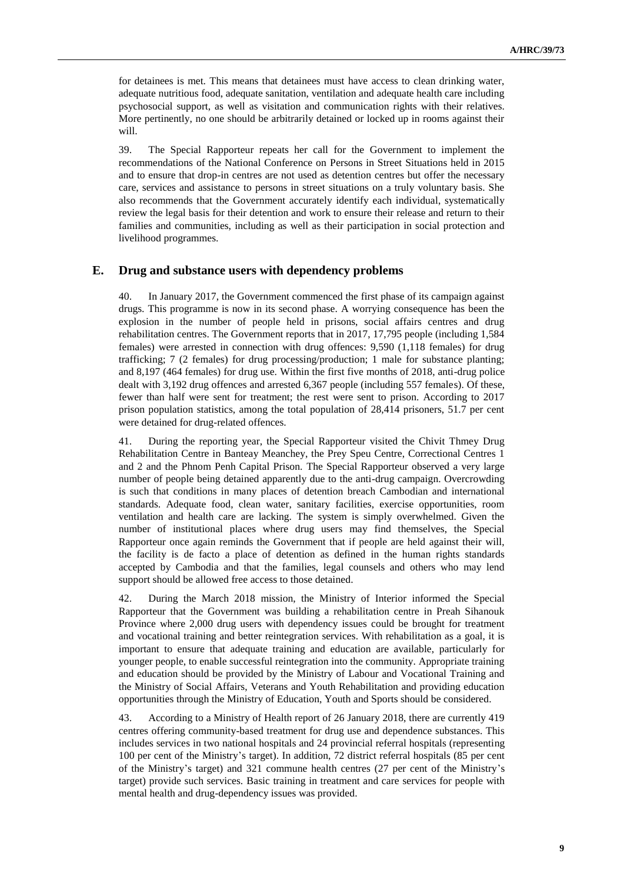for detainees is met. This means that detainees must have access to clean drinking water, adequate nutritious food, adequate sanitation, ventilation and adequate health care including psychosocial support, as well as visitation and communication rights with their relatives. More pertinently, no one should be arbitrarily detained or locked up in rooms against their will.

39. The Special Rapporteur repeats her call for the Government to implement the recommendations of the National Conference on Persons in Street Situations held in 2015 and to ensure that drop-in centres are not used as detention centres but offer the necessary care, services and assistance to persons in street situations on a truly voluntary basis. She also recommends that the Government accurately identify each individual, systematically review the legal basis for their detention and work to ensure their release and return to their families and communities, including as well as their participation in social protection and livelihood programmes.

## E. Drug and substance users with dependency problems

40. In January 2017, the Government commenced the first phase of its campaign against drugs. This programme is now in its second phase. A worrying consequence has been the explosion in the number of people held in prisons, social affairs centres and drug rehabilitation centres. The Government reports that in 2017, 17,795 people (including 1,584 females) were arrested in connection with drug offences: 9,590 (1,118 females) for drug trafficking; 7 (2 females) for drug processing/production; 1 male for substance planting; and 8,197 (464 females) for drug use. Within the first five months of 2018, anti-drug police dealt with 3,192 drug offences and arrested 6,367 people (including 557 females). Of these, fewer than half were sent for treatment; the rest were sent to prison. According to 2017 prison population statistics, among the total population of 28,414 prisoners, 51.7 per cent were detained for drug-related offences.

41. During the reporting year, the Special Rapporteur visited the Chivit Thmey Drug Rehabilitation Centre in Banteay Meanchey, the Prey Speu Centre, Correctional Centres 1 and 2 and the Phnom Penh Capital Prison. The Special Rapporteur observed a very large number of people being detained apparently due to the anti-drug campaign. Overcrowding is such that conditions in many places of detention breach Cambodian and international standards. Adequate food, clean water, sanitary facilities, exercise opportunities, room ventilation and health care are lacking. The system is simply overwhelmed. Given the number of institutional places where drug users may find themselves, the Special Rapporteur once again reminds the Government that if people are held against their will, the facility is de facto a place of detention as defined in the human rights standards accepted by Cambodia and that the families, legal counsels and others who may lend support should be allowed free access to those detained.

42. During the March 2018 mission, the Ministry of Interior informed the Special Rapporteur that the Government was building a rehabilitation centre in Preah Sihanouk Province where 2,000 drug users with dependency issues could be brought for treatment and vocational training and better reintegration services. With rehabilitation as a goal, it is important to ensure that adequate training and education are available, particularly for younger people, to enable successful reintegration into the community. Appropriate training and education should be provided by the Ministry of Labour and Vocational Training and the Ministry of Social Affairs, Veterans and Youth Rehabilitation and providing education opportunities through the Ministry of Education, Youth and Sports should be considered.

43. According to a Ministry of Health report of 26 January 2018, there are currently 419 centres offering community-based treatment for drug use and dependence substances. This includes services in two national hospitals and 24 provincial referral hospitals (representing 100 per cent of the Ministry's target). In addition, 72 district referral hospitals (85 per cent of the Ministry's target) and 321 commune health centres (27 per cent of the Ministry's target) provide such services. Basic training in treatment and care services for people with mental health and drug-dependency issues was provided.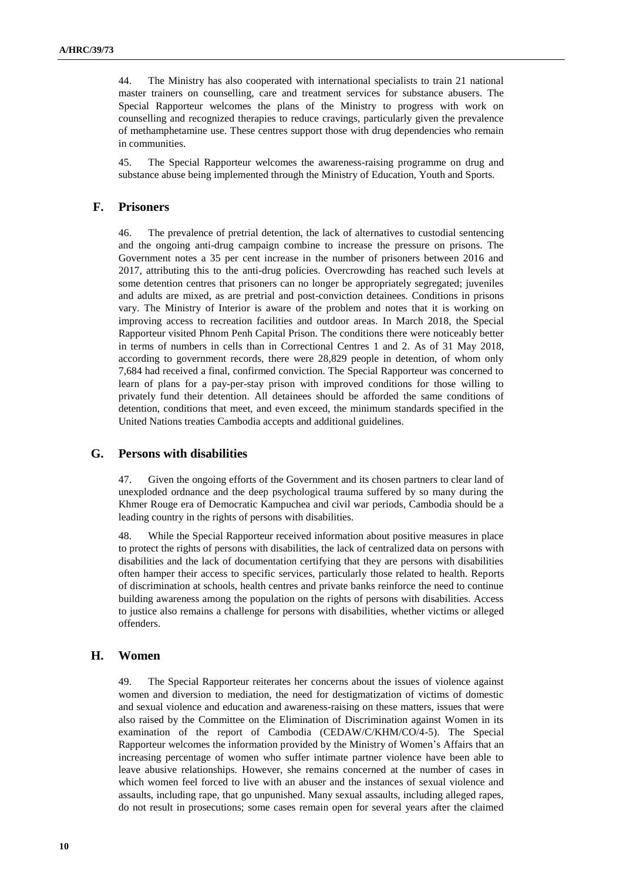44. The Ministry has also cooperated with international specialists to train 21 national master trainers on counselling, care and treatment services for substance abusers. The Special Rapporteur welcomes the plans of the Ministry to progress with work on counselling and recognized therapies to reduce cravings, particularly given the prevalence of methamphetamine use. These centres support those with drug dependencies who remain in communities.

45. The Special Rapporteur welcomes the awareness-raising programme on drug and substance abuse being implemented through the Ministry of Education, Youth and Sports.

## F. Prisoners

46. The prevalence of pretrial detention, the lack of alternatives to custodial sentencing and the ongoing anti-drug campaign combine to increase the pressure on prisons. The Government notes a 35 per cent increase in the number of prisoners between 2016 and 2017, attributing this to the anti-drug policies. Overcrowding has reached such levels at some detention centres that prisoners can no longer be appropriately segregated; juveniles and adults are mixed, as are pretrial and post-conviction detainees. Conditions in prisons vary. The Ministry of Interior is aware of the problem and notes that it is working on improving access to recreation facilities and outdoor areas. In March 2018, the Special Rapporteur visited Phnom Penh Capital Prison. The conditions there were noticeably better in terms of numbers in cells than in Correctional Centres 1 and 2. As of 31 May 2018, according to government records, there were 28,829 people in detention, of whom only 7,684 had received a final, confirmed conviction. The Special Rapporteur was concerned to learn of plans for a pay-per-stay prison with improved conditions for those willing to privately fund their detention. All detainees should be afforded the same conditions of detention, conditions that meet, and even exceed, the minimum standards specified in the United Nations treaties Cambodia accepts and additional guidelines.

## G. Persons with disabilities

47. Given the ongoing efforts of the Government and its chosen partners to clear land of unexploded ordnance and the deep psychological trauma suffered by so many during the Khmer Rouge era of Democratic Kampuchea and civil war periods, Cambodia should be a leading country in the rights of persons with disabilities.

48. While the Special Rapporteur received information about positive measures in place to protect the rights of persons with disabilities, the lack of centralized data on persons with disabilities and the lack of documentation certifying that they are persons with disabilities often hamper their access to specific services, particularly those related to health. Reports of discrimination at schools, health centres and private banks reinforce the need to continue building awareness among the population on the rights of persons with disabilities. Access to justice also remains a challenge for persons with disabilities, whether victims or alleged offenders.

## H. Women

49. The Special Rapporteur reiterates her concerns about the issues of violence against women and diversion to mediation, the need for destigmatization of victims of domestic and sexual violence and education and awareness-raising on these matters, issues that were also raised by the Committee on the Elimination of Discrimination against Women in its examination of the report of Cambodia (CEDAW/C/KHM/CO/4-5). The Special Rapporteur welcomes the information provided by the Ministry of Women's Affairs that an increasing percentage of women who suffer intimate partner violence have been able to leave abusive relationships. However, she remains concerned at the number of cases in which women feel forced to live with an abuser and the instances of sexual violence and assaults, including rape, that go unpunished. Many sexual assaults, including alleged rapes, do not result in prosecutions; some cases remain open for several years after the claimed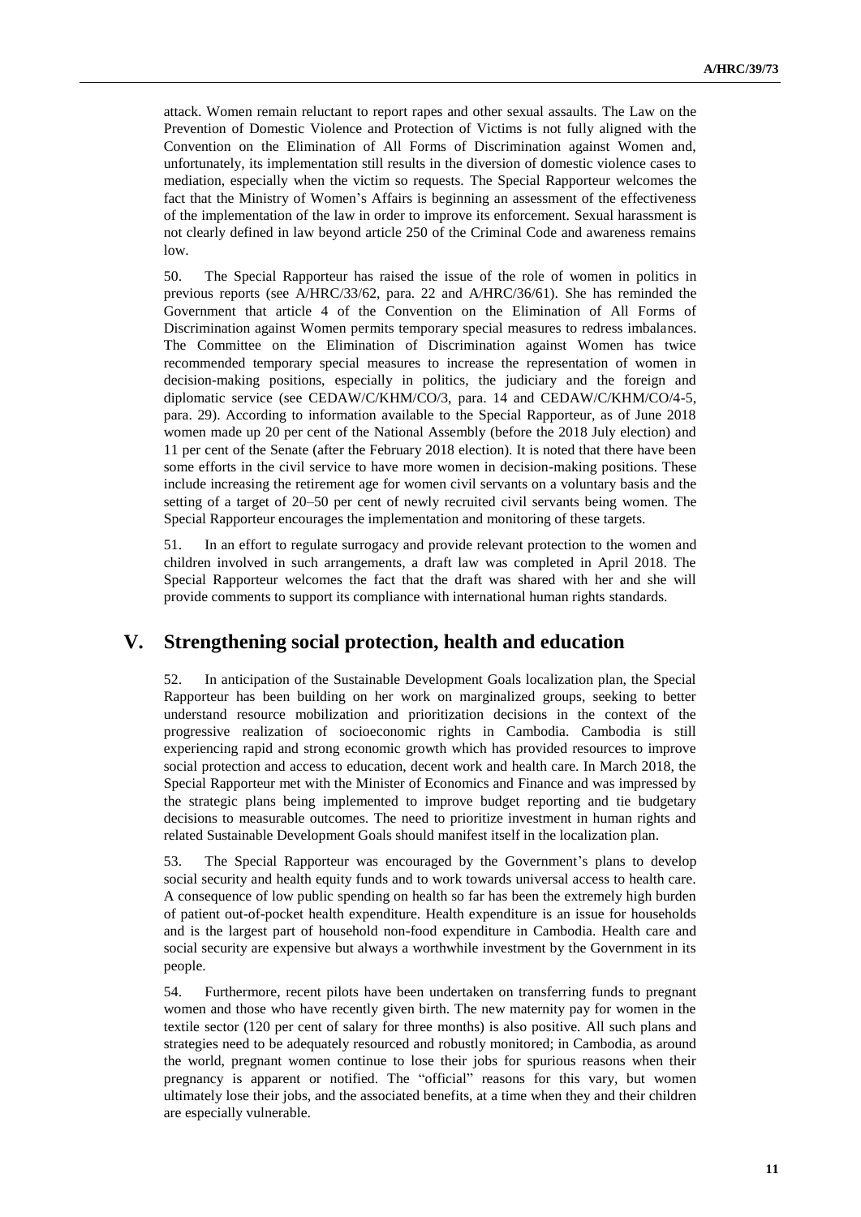attack. Women remain reluctant to report rapes and other sexual assaults. The Law on the Prevention of Domestic Violence and Protection of Victims is not fully aligned with the Convention on the Elimination of All Forms of Discrimination against Women and, unfortunately, its implementation still results in the diversion of domestic violence cases to mediation, especially when the victim so requests. The Special Rapporteur welcomes the fact that the Ministry of Women's Affairs is beginning an assessment of the effectiveness of the implementation of the law in order to improve its enforcement. Sexual harassment is not clearly defined in law beyond article 250 of the Criminal Code and awareness remains low.

50. The Special Rapporteur has raised the issue of the role of women in politics in previous reports (see A/HRC/33/62, para. 22 and A/HRC/36/61). She has reminded the Government that article 4 of the Convention on the Elimination of All Forms of Discrimination against Women permits temporary special measures to redress imbalances. The Committee on the Elimination of Discrimination against Women has twice recommended temporary special measures to increase the representation of women in decision-making positions, especially in politics, the judiciary and the foreign and diplomatic service (see CEDAW/C/KHM/CO/3, para. 14 and CEDAW/C/KHM/CO/4-5, para. 29). According to information available to the Special Rapporteur, as of June 2018 women made up 20 per cent of the National Assembly (before the 2018 July election) and 11 per cent of the Senate (after the February 2018 election). It is noted that there have been some efforts in the civil service to have more women in decision-making positions. These include increasing the retirement age for women civil servants on a voluntary basis and the setting of a target of 20–50 per cent of newly recruited civil servants being women. The Special Rapporteur encourages the implementation and monitoring of these targets.

51. In an effort to regulate surrogacy and provide relevant protection to the women and children involved in such arrangements, a draft law was completed in April 2018. The Special Rapporteur welcomes the fact that the draft was shared with her and she will provide comments to support its compliance with international human rights standards.

## V. Strengthening social protection, health and education

52. In anticipation of the Sustainable Development Goals localization plan, the Special Rapporteur has been building on her work on marginalized groups, seeking to better understand resource mobilization and prioritization decisions in the context of the progressive realization of socioeconomic rights in Cambodia. Cambodia is still experiencing rapid and strong economic growth which has provided resources to improve social protection and access to education, decent work and health care. In March 2018, the Special Rapporteur met with the Minister of Economics and Finance and was impressed by the strategic plans being implemented to improve budget reporting and tie budgetary decisions to measurable outcomes. The need to prioritize investment in human rights and related Sustainable Development Goals should manifest itself in the localization plan.

53. The Special Rapporteur was encouraged by the Government's plans to develop social security and health equity funds and to work towards universal access to health care. A consequence of low public spending on health so far has been the extremely high burden of patient out-of-pocket health expenditure. Health expenditure is an issue for households and is the largest part of household non-food expenditure in Cambodia. Health care and social security are expensive but always a worthwhile investment by the Government in its people.

54. Furthermore, recent pilots have been undertaken on transferring funds to pregnant women and those who have recently given birth. The new maternity pay for women in the textile sector (120 per cent of salary for three months) is also positive. All such plans and strategies need to be adequately resourced and robustly monitored; in Cambodia, as around the world, pregnant women continue to lose their jobs for spurious reasons when their pregnancy is apparent or notified. The "official" reasons for this vary, but women ultimately lose their jobs, and the associated benefits, at a time when they and their children are especially vulnerable.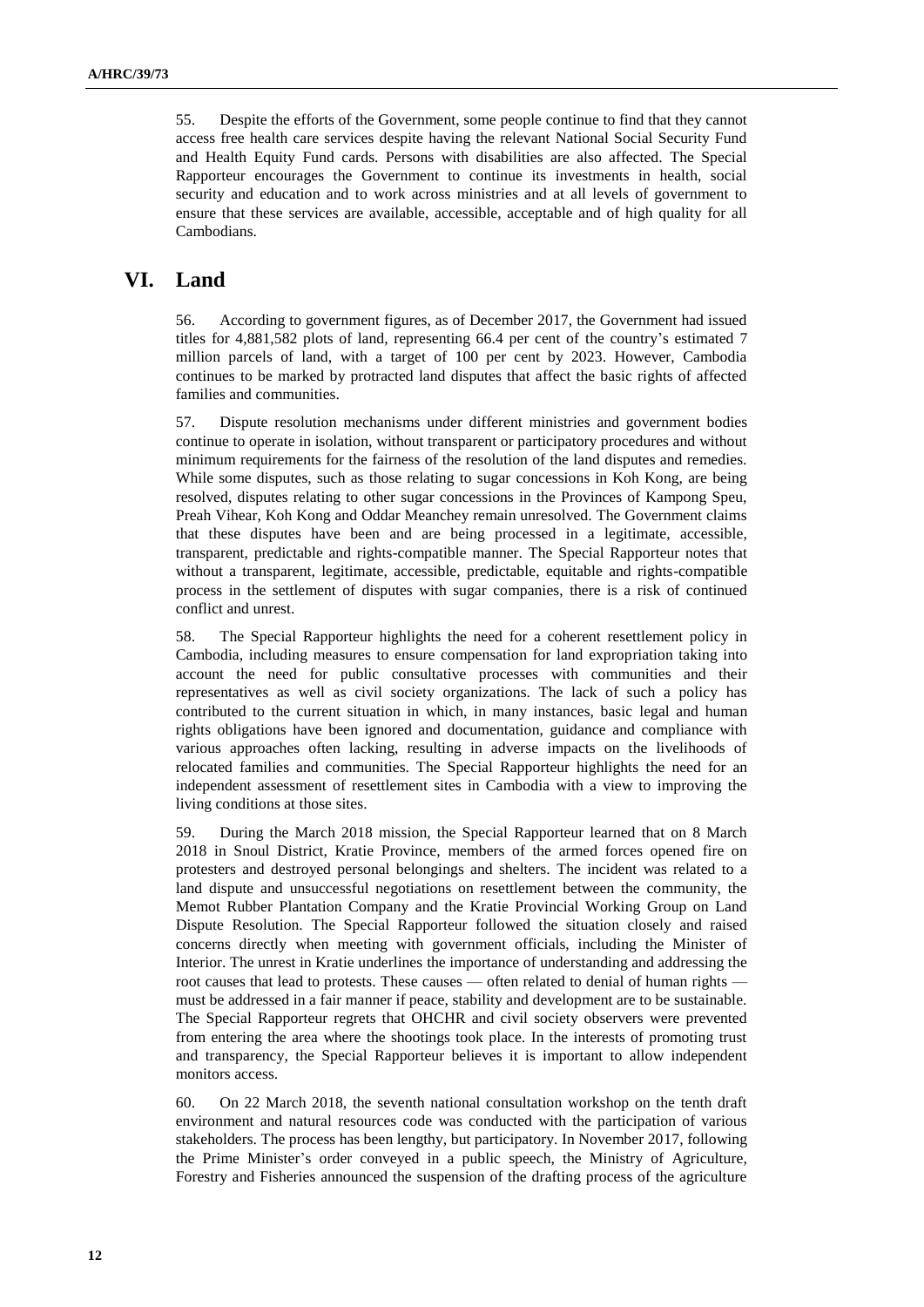55. Despite the efforts of the Government, some people continue to find that they cannot access free health care services despite having the relevant National Social Security Fund and Health Equity Fund cards. Persons with disabilities are also affected. The Special Rapporteur encourages the Government to continue its investments in health, social security and education and to work across ministries and at all levels of government to ensure that these services are available, accessible, acceptable and of high quality for all Cambodians.

## VI. Land

56. According to government figures, as of December 2017, the Government had issued titles for 4,881,582 plots of land, representing 66.4 per cent of the country's estimated 7 million parcels of land, with a target of 100 per cent by 2023. However, Cambodia continues to be marked by protracted land disputes that affect the basic rights of affected families and communities.

57. Dispute resolution mechanisms under different ministries and government bodies continue to operate in isolation, without transparent or participatory procedures and without minimum requirements for the fairness of the resolution of the land disputes and remedies. While some disputes, such as those relating to sugar concessions in Koh Kong, are being resolved, disputes relating to other sugar concessions in the Provinces of Kampong Speu, Preah Vihear, Koh Kong and Oddar Meanchey remain unresolved. The Government claims that these disputes have been and are being processed in a legitimate, accessible, transparent, predictable and rights-compatible manner. The Special Rapporteur notes that without a transparent, legitimate, accessible, predictable, equitable and rights-compatible process in the settlement of disputes with sugar companies, there is a risk of continued conflict and unrest.

58. The Special Rapporteur highlights the need for a coherent resettlement policy in Cambodia, including measures to ensure compensation for land expropriation taking into account the need for public consultative processes with communities and their representatives as well as civil society organizations. The lack of such a policy has contributed to the current situation in which, in many instances, basic legal and human rights obligations have been ignored and documentation, guidance and compliance with various approaches often lacking, resulting in adverse impacts on the livelihoods of relocated families and communities. The Special Rapporteur highlights the need for an independent assessment of resettlement sites in Cambodia with a view to improving the living conditions at those sites.

59. During the March 2018 mission, the Special Rapporteur learned that on 8 March 2018 in Snoul District, Kratie Province, members of the armed forces opened fire on protesters and destroyed personal belongings and shelters. The incident was related to a land dispute and unsuccessful negotiations on resettlement between the community, the Memot Rubber Plantation Company and the Kratie Provincial Working Group on Land Dispute Resolution. The Special Rapporteur followed the situation closely and raised concerns directly when meeting with government officials, including the Minister of Interior. The unrest in Kratie underlines the importance of understanding and addressing the root causes that lead to protests. These causes — often related to denial of human rights — must be addressed in a fair manner if peace, stability and development are to be sustainable. The Special Rapporteur regrets that OHCHR and civil society observers were prevented from entering the area where the shootings took place. In the interests of promoting trust and transparency, the Special Rapporteur believes it is important to allow independent monitors access.

60. On 22 March 2018, the seventh national consultation workshop on the tenth draft environment and natural resources code was conducted with the participation of various stakeholders. The process has been lengthy, but participatory. In November 2017, following the Prime Minister's order conveyed in a public speech, the Ministry of Agriculture, Forestry and Fisheries announced the suspension of the drafting process of the agriculture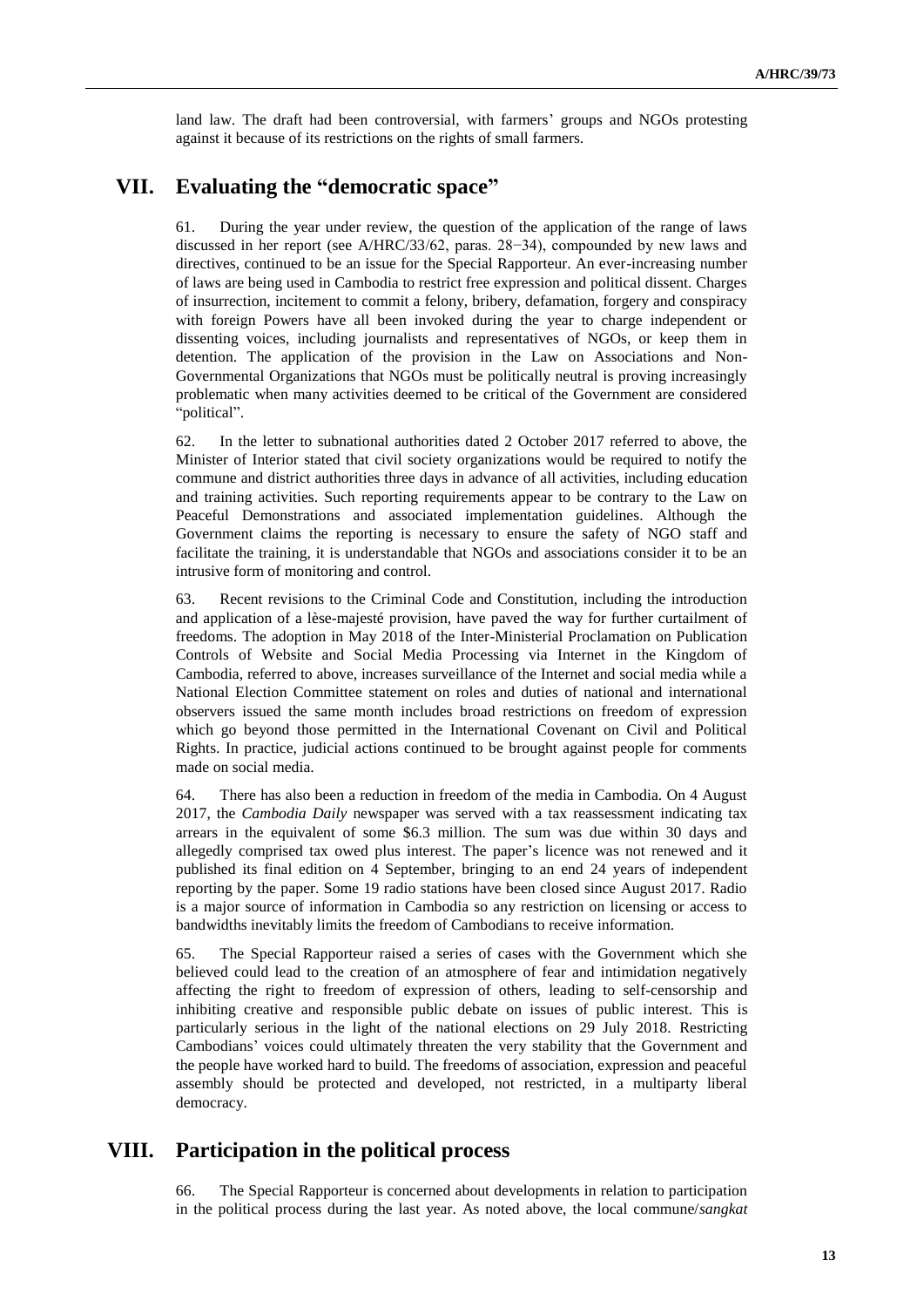land law. The draft had been controversial, with farmers' groups and NGOs protesting against it because of its restrictions on the rights of small farmers.

## VII. Evaluating the "democratic space"

61. During the year under review, the question of the application of the range of laws discussed in her report (see A/HRC/33/62, paras. 28−34), compounded by new laws and directives, continued to be an issue for the Special Rapporteur. An ever-increasing number of laws are being used in Cambodia to restrict free expression and political dissent. Charges of insurrection, incitement to commit a felony, bribery, defamation, forgery and conspiracy with foreign Powers have all been invoked during the year to charge independent or dissenting voices, including journalists and representatives of NGOs, or keep them in detention. The application of the provision in the Law on Associations and Non-Governmental Organizations that NGOs must be politically neutral is proving increasingly problematic when many activities deemed to be critical of the Government are considered "political".

62. In the letter to subnational authorities dated 2 October 2017 referred to above, the Minister of Interior stated that civil society organizations would be required to notify the commune and district authorities three days in advance of all activities, including education and training activities. Such reporting requirements appear to be contrary to the Law on Peaceful Demonstrations and associated implementation guidelines. Although the Government claims the reporting is necessary to ensure the safety of NGO staff and facilitate the training, it is understandable that NGOs and associations consider it to be an intrusive form of monitoring and control.

63. Recent revisions to the Criminal Code and Constitution, including the introduction and application of a lèse-majesté provision, have paved the way for further curtailment of freedoms. The adoption in May 2018 of the Inter-Ministerial Proclamation on Publication Controls of Website and Social Media Processing via Internet in the Kingdom of Cambodia, referred to above, increases surveillance of the Internet and social media while a National Election Committee statement on roles and duties of national and international observers issued the same month includes broad restrictions on freedom of expression which go beyond those permitted in the International Covenant on Civil and Political Rights. In practice, judicial actions continued to be brought against people for comments made on social media.

64. There has also been a reduction in freedom of the media in Cambodia. On 4 August 2017, the *Cambodia Daily* newspaper was served with a tax reassessment indicating tax arrears in the equivalent of some $6.3 million. The sum was due within 30 days and allegedly comprised tax owed plus interest. The paper's licence was not renewed and it published its final edition on 4 September, bringing to an end 24 years of independent reporting by the paper. Some 19 radio stations have been closed since August 2017. Radio is a major source of information in Cambodia so any restriction on licensing or access to bandwidths inevitably limits the freedom of Cambodians to receive information.

65. The Special Rapporteur raised a series of cases with the Government which she believed could lead to the creation of an atmosphere of fear and intimidation negatively affecting the right to freedom of expression of others, leading to self-censorship and inhibiting creative and responsible public debate on issues of public interest. This is particularly serious in the light of the national elections on 29 July 2018. Restricting Cambodians' voices could ultimately threaten the very stability that the Government and the people have worked hard to build. The freedoms of association, expression and peaceful assembly should be protected and developed, not restricted, in a multiparty liberal democracy.

## VIII. Participation in the political process

66. The Special Rapporteur is concerned about developments in relation to participation in the political process during the last year. As noted above, the local commune/*sangkat*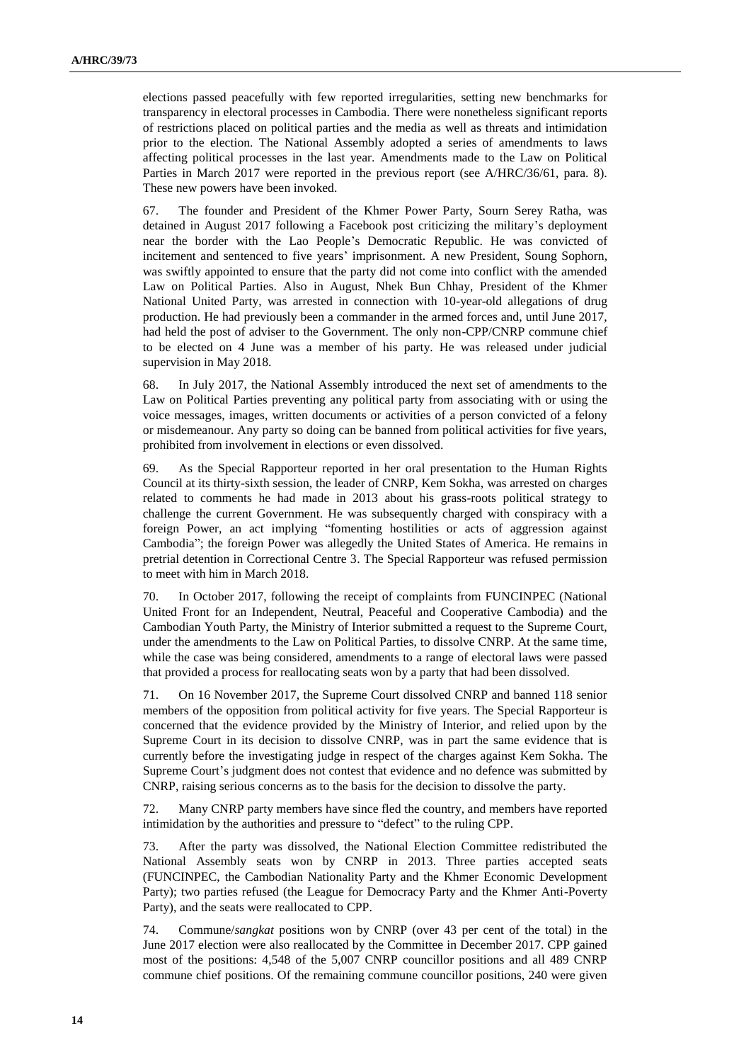elections passed peacefully with few reported irregularities, setting new benchmarks for transparency in electoral processes in Cambodia. There were nonetheless significant reports of restrictions placed on political parties and the media as well as threats and intimidation prior to the election. The National Assembly adopted a series of amendments to laws affecting political processes in the last year. Amendments made to the Law on Political Parties in March 2017 were reported in the previous report (see A/HRC/36/61, para. 8). These new powers have been invoked.

67. The founder and President of the Khmer Power Party, Sourn Serey Ratha, was detained in August 2017 following a Facebook post criticizing the military's deployment near the border with the Lao People's Democratic Republic. He was convicted of incitement and sentenced to five years' imprisonment. A new President, Soung Sophorn, was swiftly appointed to ensure that the party did not come into conflict with the amended Law on Political Parties. Also in August, Nhek Bun Chhay, President of the Khmer National United Party, was arrested in connection with 10-year-old allegations of drug production. He had previously been a commander in the armed forces and, until June 2017, had held the post of adviser to the Government. The only non-CPP/CNRP commune chief to be elected on 4 June was a member of his party. He was released under judicial supervision in May 2018.

68. In July 2017, the National Assembly introduced the next set of amendments to the Law on Political Parties preventing any political party from associating with or using the voice messages, images, written documents or activities of a person convicted of a felony or misdemeanour. Any party so doing can be banned from political activities for five years, prohibited from involvement in elections or even dissolved.

69. As the Special Rapporteur reported in her oral presentation to the Human Rights Council at its thirty-sixth session, the leader of CNRP, Kem Sokha, was arrested on charges related to comments he had made in 2013 about his grass-roots political strategy to challenge the current Government. He was subsequently charged with conspiracy with a foreign Power, an act implying "fomenting hostilities or acts of aggression against Cambodia"; the foreign Power was allegedly the United States of America. He remains in pretrial detention in Correctional Centre 3. The Special Rapporteur was refused permission to meet with him in March 2018.

70. In October 2017, following the receipt of complaints from FUNCINPEC (National United Front for an Independent, Neutral, Peaceful and Cooperative Cambodia) and the Cambodian Youth Party, the Ministry of Interior submitted a request to the Supreme Court, under the amendments to the Law on Political Parties, to dissolve CNRP. At the same time, while the case was being considered, amendments to a range of electoral laws were passed that provided a process for reallocating seats won by a party that had been dissolved.

71. On 16 November 2017, the Supreme Court dissolved CNRP and banned 118 senior members of the opposition from political activity for five years. The Special Rapporteur is concerned that the evidence provided by the Ministry of Interior, and relied upon by the Supreme Court in its decision to dissolve CNRP, was in part the same evidence that is currently before the investigating judge in respect of the charges against Kem Sokha. The Supreme Court's judgment does not contest that evidence and no defence was submitted by CNRP, raising serious concerns as to the basis for the decision to dissolve the party.

72. Many CNRP party members have since fled the country, and members have reported intimidation by the authorities and pressure to "defect" to the ruling CPP.

73. After the party was dissolved, the National Election Committee redistributed the National Assembly seats won by CNRP in 2013. Three parties accepted seats (FUNCINPEC, the Cambodian Nationality Party and the Khmer Economic Development Party); two parties refused (the League for Democracy Party and the Khmer Anti-Poverty Party), and the seats were reallocated to CPP.

74. Commune/*sangkat* positions won by CNRP (over 43 per cent of the total) in the June 2017 election were also reallocated by the Committee in December 2017. CPP gained most of the positions: 4,548 of the 5,007 CNRP councillor positions and all 489 CNRP commune chief positions. Of the remaining commune councillor positions, 240 were given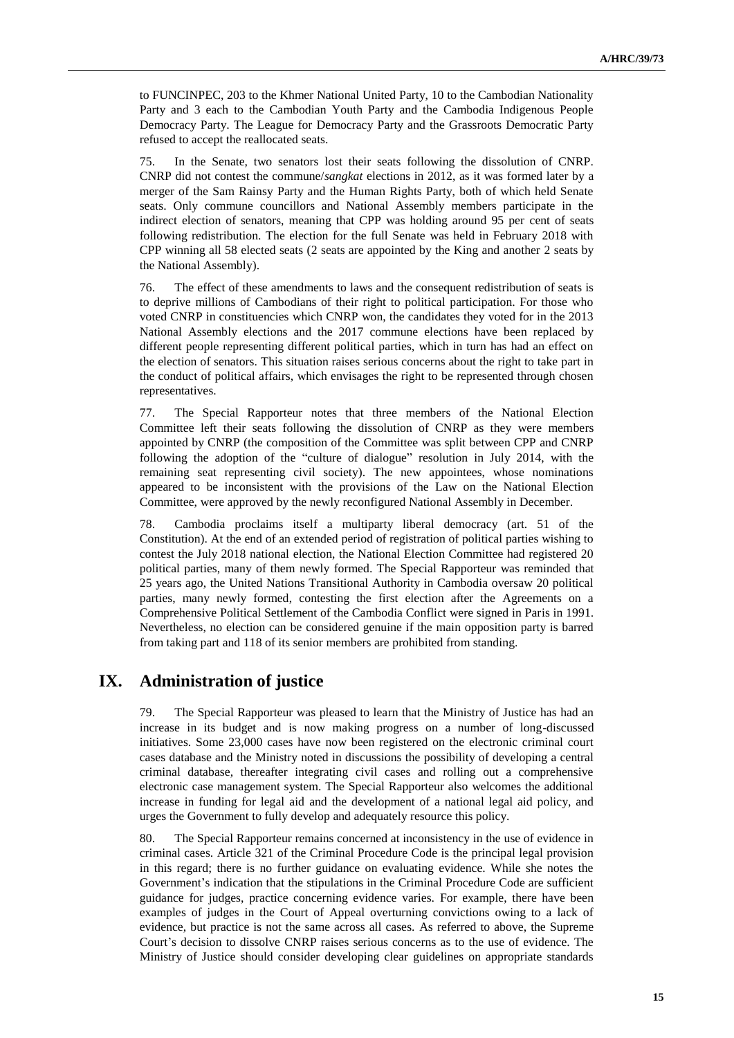to FUNCINPEC, 203 to the Khmer National United Party, 10 to the Cambodian Nationality Party and 3 each to the Cambodian Youth Party and the Cambodia Indigenous People Democracy Party. The League for Democracy Party and the Grassroots Democratic Party refused to accept the reallocated seats.

75. In the Senate, two senators lost their seats following the dissolution of CNRP. CNRP did not contest the commune/*sangkat* elections in 2012, as it was formed later by a merger of the Sam Rainsy Party and the Human Rights Party, both of which held Senate seats. Only commune councillors and National Assembly members participate in the indirect election of senators, meaning that CPP was holding around 95 per cent of seats following redistribution. The election for the full Senate was held in February 2018 with CPP winning all 58 elected seats (2 seats are appointed by the King and another 2 seats by the National Assembly).

76. The effect of these amendments to laws and the consequent redistribution of seats is to deprive millions of Cambodians of their right to political participation. For those who voted CNRP in constituencies which CNRP won, the candidates they voted for in the 2013 National Assembly elections and the 2017 commune elections have been replaced by different people representing different political parties, which in turn has had an effect on the election of senators. This situation raises serious concerns about the right to take part in the conduct of political affairs, which envisages the right to be represented through chosen representatives.

77. The Special Rapporteur notes that three members of the National Election Committee left their seats following the dissolution of CNRP as they were members appointed by CNRP (the composition of the Committee was split between CPP and CNRP following the adoption of the "culture of dialogue" resolution in July 2014, with the remaining seat representing civil society). The new appointees, whose nominations appeared to be inconsistent with the provisions of the Law on the National Election Committee, were approved by the newly reconfigured National Assembly in December.

78. Cambodia proclaims itself a multiparty liberal democracy (art. 51 of the Constitution). At the end of an extended period of registration of political parties wishing to contest the July 2018 national election, the National Election Committee had registered 20 political parties, many of them newly formed. The Special Rapporteur was reminded that 25 years ago, the United Nations Transitional Authority in Cambodia oversaw 20 political parties, many newly formed, contesting the first election after the Agreements on a Comprehensive Political Settlement of the Cambodia Conflict were signed in Paris in 1991. Nevertheless, no election can be considered genuine if the main opposition party is barred from taking part and 118 of its senior members are prohibited from standing.

## IX. Administration of justice

79. The Special Rapporteur was pleased to learn that the Ministry of Justice has had an increase in its budget and is now making progress on a number of long-discussed initiatives. Some 23,000 cases have now been registered on the electronic criminal court cases database and the Ministry noted in discussions the possibility of developing a central criminal database, thereafter integrating civil cases and rolling out a comprehensive electronic case management system. The Special Rapporteur also welcomes the additional increase in funding for legal aid and the development of a national legal aid policy, and urges the Government to fully develop and adequately resource this policy.

80. The Special Rapporteur remains concerned at inconsistency in the use of evidence in criminal cases. Article 321 of the Criminal Procedure Code is the principal legal provision in this regard; there is no further guidance on evaluating evidence. While she notes the Government's indication that the stipulations in the Criminal Procedure Code are sufficient guidance for judges, practice concerning evidence varies. For example, there have been examples of judges in the Court of Appeal overturning convictions owing to a lack of evidence, but practice is not the same across all cases. As referred to above, the Supreme Court's decision to dissolve CNRP raises serious concerns as to the use of evidence. The Ministry of Justice should consider developing clear guidelines on appropriate standards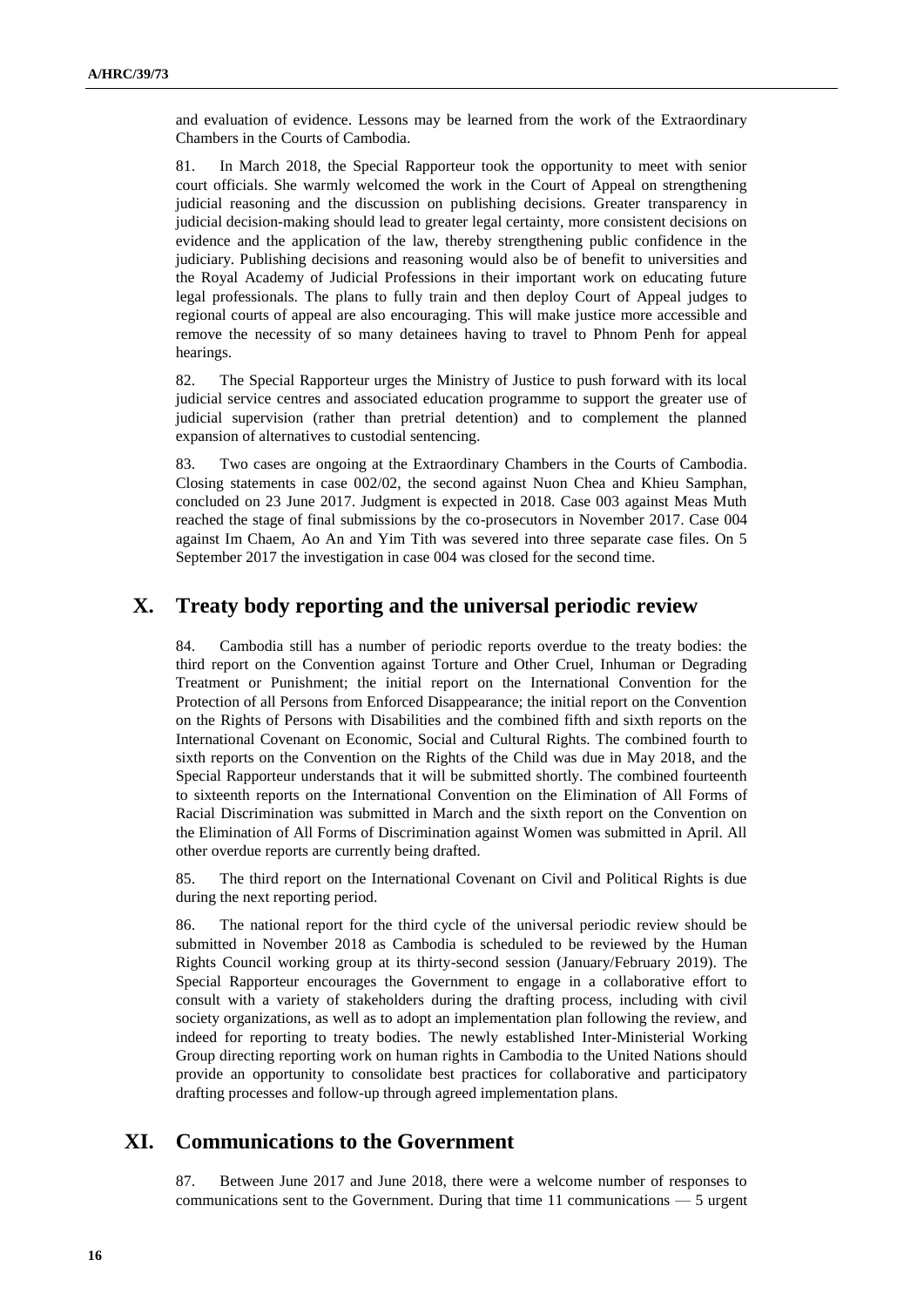and evaluation of evidence. Lessons may be learned from the work of the Extraordinary Chambers in the Courts of Cambodia.

81. In March 2018, the Special Rapporteur took the opportunity to meet with senior court officials. She warmly welcomed the work in the Court of Appeal on strengthening judicial reasoning and the discussion on publishing decisions. Greater transparency in judicial decision-making should lead to greater legal certainty, more consistent decisions on evidence and the application of the law, thereby strengthening public confidence in the judiciary. Publishing decisions and reasoning would also be of benefit to universities and the Royal Academy of Judicial Professions in their important work on educating future legal professionals. The plans to fully train and then deploy Court of Appeal judges to regional courts of appeal are also encouraging. This will make justice more accessible and remove the necessity of so many detainees having to travel to Phnom Penh for appeal hearings.

82. The Special Rapporteur urges the Ministry of Justice to push forward with its local judicial service centres and associated education programme to support the greater use of judicial supervision (rather than pretrial detention) and to complement the planned expansion of alternatives to custodial sentencing.

83. Two cases are ongoing at the Extraordinary Chambers in the Courts of Cambodia. Closing statements in case 002/02, the second against Nuon Chea and Khieu Samphan, concluded on 23 June 2017. Judgment is expected in 2018. Case 003 against Meas Muth reached the stage of final submissions by the co-prosecutors in November 2017. Case 004 against Im Chaem, Ao An and Yim Tith was severed into three separate case files. On 5 September 2017 the investigation in case 004 was closed for the second time.

## X. Treaty body reporting and the universal periodic review

84. Cambodia still has a number of periodic reports overdue to the treaty bodies: the third report on the Convention against Torture and Other Cruel, Inhuman or Degrading Treatment or Punishment; the initial report on the International Convention for the Protection of all Persons from Enforced Disappearance; the initial report on the Convention on the Rights of Persons with Disabilities and the combined fifth and sixth reports on the International Covenant on Economic, Social and Cultural Rights. The combined fourth to sixth reports on the Convention on the Rights of the Child was due in May 2018, and the Special Rapporteur understands that it will be submitted shortly. The combined fourteenth to sixteenth reports on the International Convention on the Elimination of All Forms of Racial Discrimination was submitted in March and the sixth report on the Convention on the Elimination of All Forms of Discrimination against Women was submitted in April. All other overdue reports are currently being drafted.

85. The third report on the International Covenant on Civil and Political Rights is due during the next reporting period.

86. The national report for the third cycle of the universal periodic review should be submitted in November 2018 as Cambodia is scheduled to be reviewed by the Human Rights Council working group at its thirty-second session (January/February 2019). The Special Rapporteur encourages the Government to engage in a collaborative effort to consult with a variety of stakeholders during the drafting process, including with civil society organizations, as well as to adopt an implementation plan following the review, and indeed for reporting to treaty bodies. The newly established Inter-Ministerial Working Group directing reporting work on human rights in Cambodia to the United Nations should provide an opportunity to consolidate best practices for collaborative and participatory drafting processes and follow-up through agreed implementation plans.

## XI. Communications to the Government

87. Between June 2017 and June 2018, there were a welcome number of responses to communications sent to the Government. During that time 11 communications — 5 urgent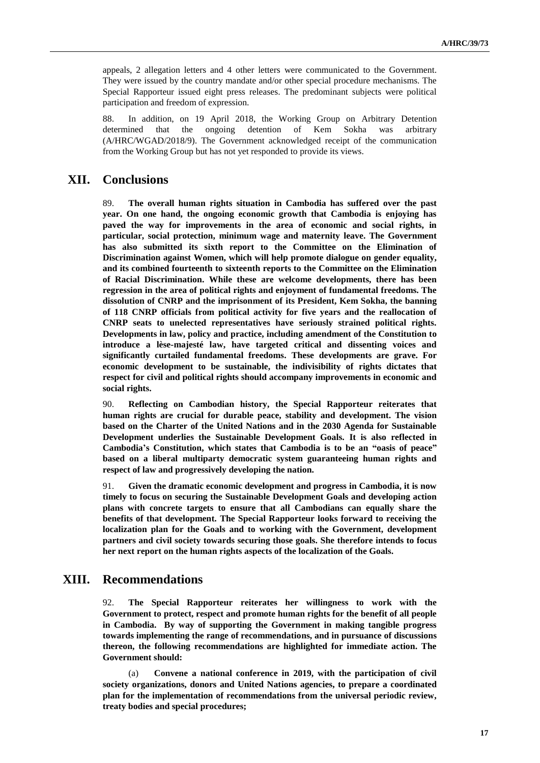appeals, 2 allegation letters and 4 other letters were communicated to the Government. They were issued by the country mandate and/or other special procedure mechanisms. The Special Rapporteur issued eight press releases. The predominant subjects were political participation and freedom of expression.

88. In addition, on 19 April 2018, the Working Group on Arbitrary Detention determined that the ongoing detention of Kem Sokha was arbitrary (A/HRC/WGAD/2018/9). The Government acknowledged receipt of the communication from the Working Group but has not yet responded to provide its views.

# XII. Conclusions

89. **The overall human rights situation in Cambodia has suffered over the past year. On one hand, the ongoing economic growth that Cambodia is enjoying has paved the way for improvements in the area of economic and social rights, in particular, social protection, minimum wage and maternity leave. The Government has also submitted its sixth report to the Committee on the Elimination of Discrimination against Women, which will help promote dialogue on gender equality, and its combined fourteenth to sixteenth reports to the Committee on the Elimination of Racial Discrimination. While these are welcome developments, there has been regression in the area of political rights and enjoyment of fundamental freedoms. The dissolution of CNRP and the imprisonment of its President, Kem Sokha, the banning of 118 CNRP officials from political activity for five years and the reallocation of CNRP seats to unelected representatives have seriously strained political rights. Developments in law, policy and practice, including amendment of the Constitution to introduce a lèse-majesté law, have targeted critical and dissenting voices and significantly curtailed fundamental freedoms. These developments are grave. For economic development to be sustainable, the indivisibility of rights dictates that respect for civil and political rights should accompany improvements in economic and social rights.**

90. **Reflecting on Cambodian history, the Special Rapporteur reiterates that human rights are crucial for durable peace, stability and development. The vision based on the Charter of the United Nations and in the 2030 Agenda for Sustainable Development underlies the Sustainable Development Goals. It is also reflected in Cambodia's Constitution, which states that Cambodia is to be an "oasis of peace" based on a liberal multiparty democratic system guaranteeing human rights and respect of law and progressively developing the nation.**

91. **Given the dramatic economic development and progress in Cambodia, it is now timely to focus on securing the Sustainable Development Goals and developing action plans with concrete targets to ensure that all Cambodians can equally share the benefits of that development. The Special Rapporteur looks forward to receiving the localization plan for the Goals and to working with the Government, development partners and civil society towards securing those goals. She therefore intends to focus her next report on the human rights aspects of the localization of the Goals.**

# XIII. Recommendations

92. **The Special Rapporteur reiterates her willingness to work with the Government to protect, respect and promote human rights for the benefit of all people in Cambodia. By way of supporting the Government in making tangible progress towards implementing the range of recommendations, and in pursuance of discussions thereon, the following recommendations are highlighted for immediate action. The Government should:**

(a) **Convene a national conference in 2019, with the participation of civil society organizations, donors and United Nations agencies, to prepare a coordinated plan for the implementation of recommendations from the universal periodic review, treaty bodies and special procedures;**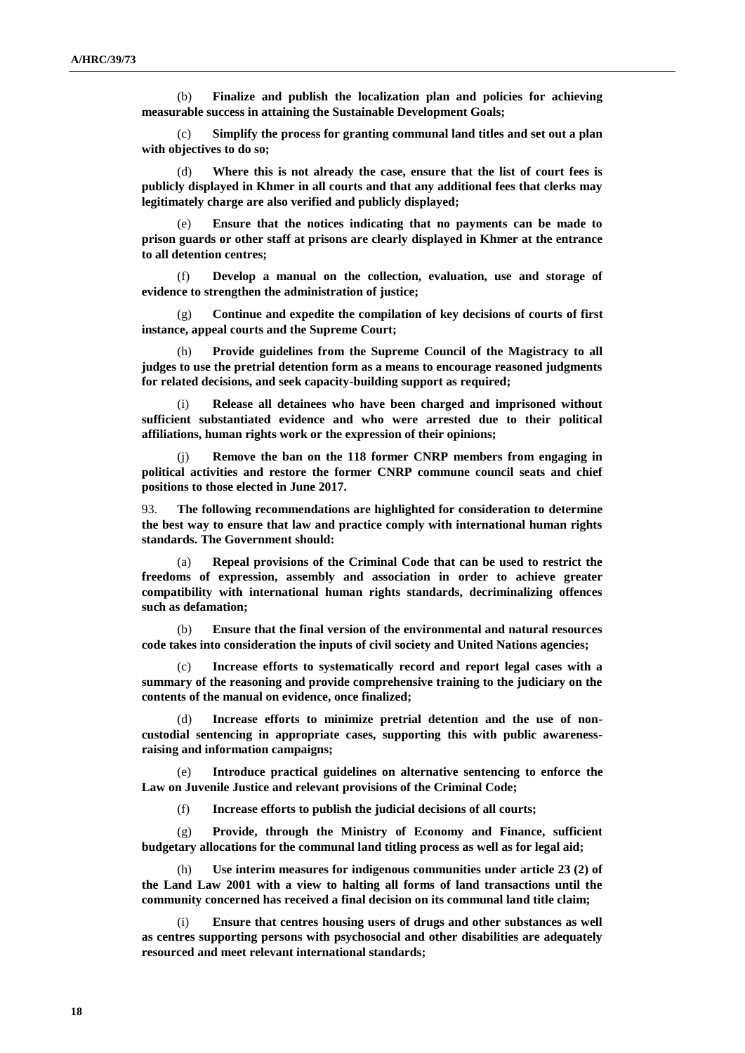(b) **Finalize and publish the localization plan and policies for achieving measurable success in attaining the Sustainable Development Goals;**

(c) **Simplify the process for granting communal land titles and set out a plan with objectives to do so;**

(d) **Where this is not already the case, ensure that the list of court fees is publicly displayed in Khmer in all courts and that any additional fees that clerks may legitimately charge are also verified and publicly displayed;**

(e) **Ensure that the notices indicating that no payments can be made to prison guards or other staff at prisons are clearly displayed in Khmer at the entrance to all detention centres;**

(f) **Develop a manual on the collection, evaluation, use and storage of evidence to strengthen the administration of justice;**

(g) **Continue and expedite the compilation of key decisions of courts of first instance, appeal courts and the Supreme Court;**

(h) **Provide guidelines from the Supreme Council of the Magistracy to all judges to use the pretrial detention form as a means to encourage reasoned judgments for related decisions, and seek capacity-building support as required;**

(i) **Release all detainees who have been charged and imprisoned without sufficient substantiated evidence and who were arrested due to their political affiliations, human rights work or the expression of their opinions;**

(j) **Remove the ban on the 118 former CNRP members from engaging in political activities and restore the former CNRP commune council seats and chief positions to those elected in June 2017.**

93. **The following recommendations are highlighted for consideration to determine the best way to ensure that law and practice comply with international human rights standards. The Government should:**

(a) **Repeal provisions of the Criminal Code that can be used to restrict the freedoms of expression, assembly and association in order to achieve greater compatibility with international human rights standards, decriminalizing offences such as defamation;**

(b) **Ensure that the final version of the environmental and natural resources code takes into consideration the inputs of civil society and United Nations agencies;**

(c) **Increase efforts to systematically record and report legal cases with a summary of the reasoning and provide comprehensive training to the judiciary on the contents of the manual on evidence, once finalized;**

(d) **Increase efforts to minimize pretrial detention and the use of non-custodial sentencing in appropriate cases, supporting this with public awareness-raising and information campaigns;**

(e) **Introduce practical guidelines on alternative sentencing to enforce the Law on Juvenile Justice and relevant provisions of the Criminal Code;**

(f) **Increase efforts to publish the judicial decisions of all courts;**

(g) **Provide, through the Ministry of Economy and Finance, sufficient budgetary allocations for the communal land titling process as well as for legal aid;**

(h) **Use interim measures for indigenous communities under article 23 (2) of the Land Law 2001 with a view to halting all forms of land transactions until the community concerned has received a final decision on its communal land title claim;**

(i) **Ensure that centres housing users of drugs and other substances as well as centres supporting persons with psychosocial and other disabilities are adequately resourced and meet relevant international standards;**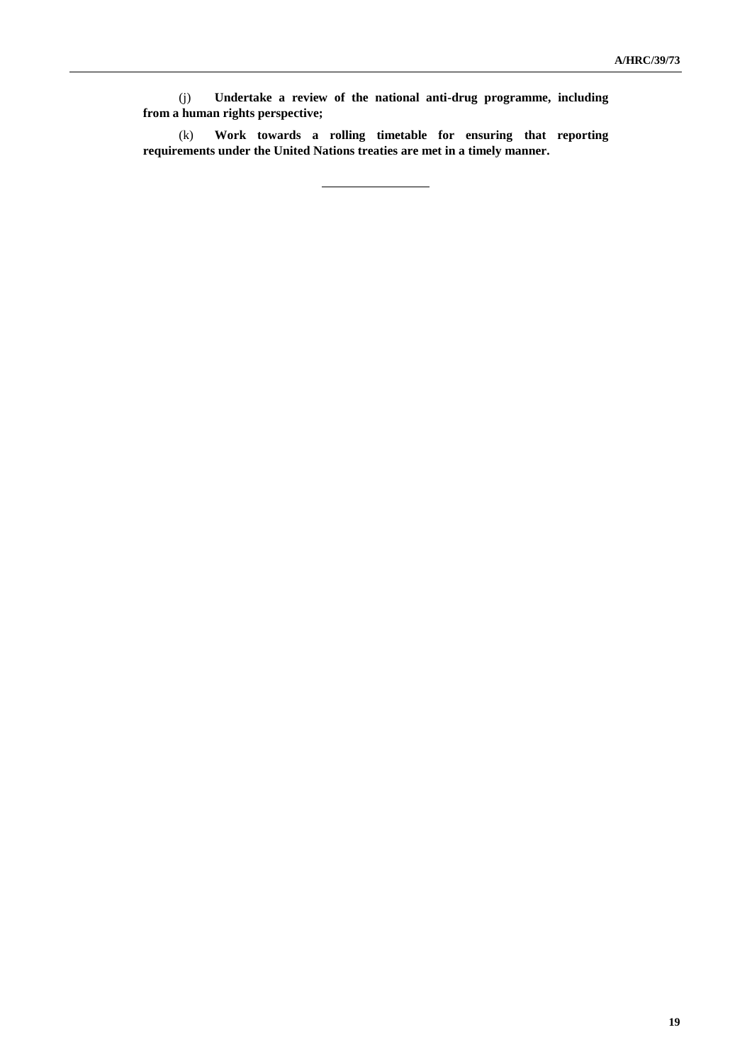(j) **Undertake a review of the national anti-drug programme, including from a human rights perspective;**

(k) **Work towards a rolling timetable for ensuring that reporting requirements under the United Nations treaties are met in a timely manner.**